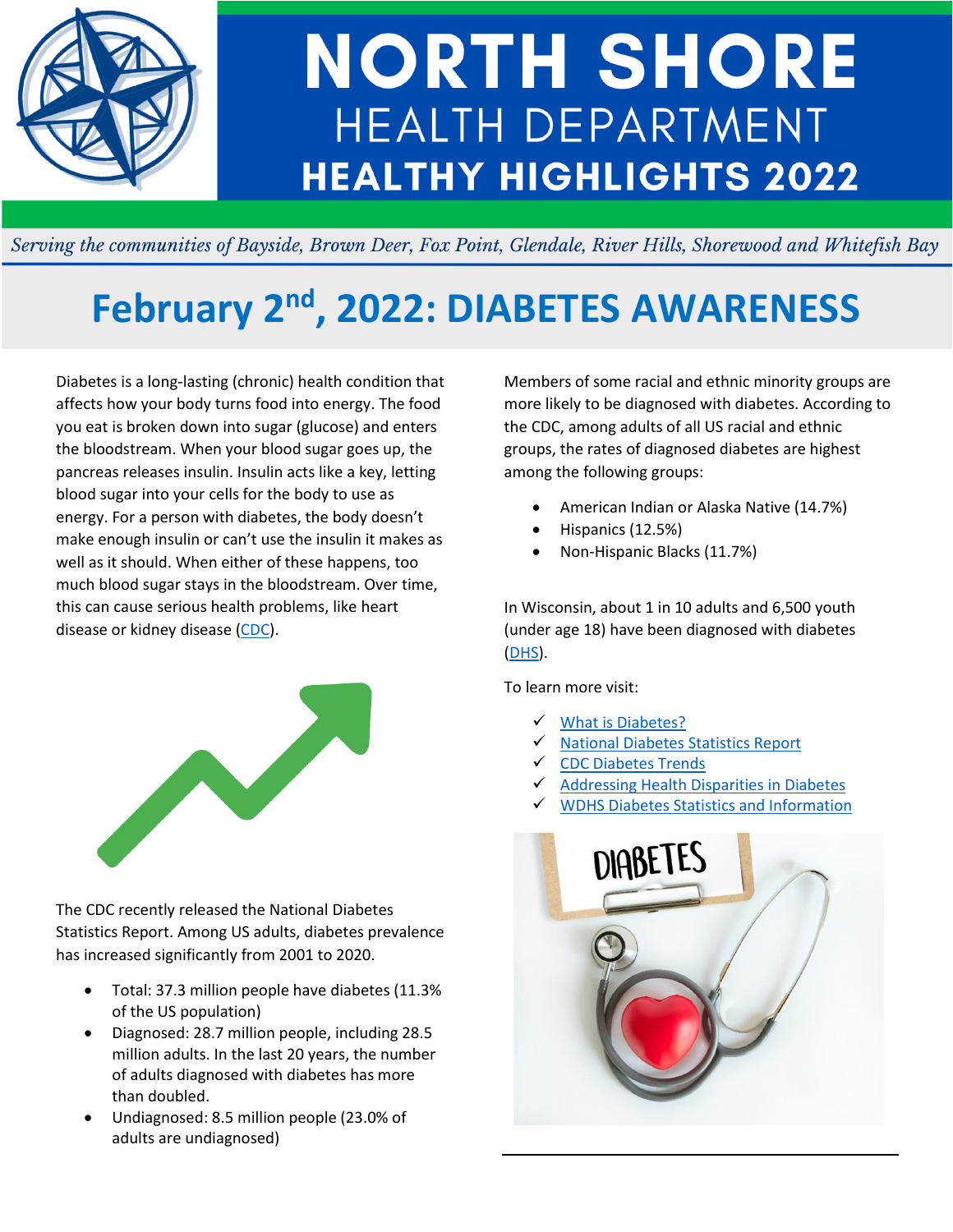# NORTH SHORE
## HEALTH DEPARTMENT
## HEALTHY HIGHLIGHTS 2022

*Serving the communities of Bayside, Brown Deer, Fox Point, Glendale, River Hills, Shorewood and Whitefish Bay*

# February 2nd, 2022: DIABETES AWARENESS

Diabetes is a long-lasting (chronic) health condition that affects how your body turns food into energy. The food you eat is broken down into sugar (glucose) and enters the bloodstream. When your blood sugar goes up, the pancreas releases insulin. Insulin acts like a key, letting blood sugar into your cells for the body to use as energy. For a person with diabetes, the body doesn't make enough insulin or can't use the insulin it makes as well as it should. When either of these happens, too much blood sugar stays in the bloodstream. Over time, this can cause serious health problems, like heart disease or kidney disease (CDC).

The CDC recently released the National Diabetes Statistics Report. Among US adults, diabetes prevalence has increased significantly from 2001 to 2020.

- Total: 37.3 million people have diabetes (11.3% of the US population)
- Diagnosed: 28.7 million people, including 28.5 million adults. In the last 20 years, the number of adults diagnosed with diabetes has more than doubled.
- Undiagnosed: 8.5 million people (23.0% of adults are undiagnosed)

Members of some racial and ethnic minority groups are more likely to be diagnosed with diabetes. According to the CDC, among adults of all US racial and ethnic groups, the rates of diagnosed diabetes are highest among the following groups:

- American Indian or Alaska Native (14.7%)
- Hispanics (12.5%)
- Non-Hispanic Blacks (11.7%)

In Wisconsin, about 1 in 10 adults and 6,500 youth (under age 18) have been diagnosed with diabetes (DHS).

To learn more visit:

- ✓ What is Diabetes?
- ✓ National Diabetes Statistics Report
- ✓ CDC Diabetes Trends
- ✓ Addressing Health Disparities in Diabetes
- ✓ WDHS Diabetes Statistics and Information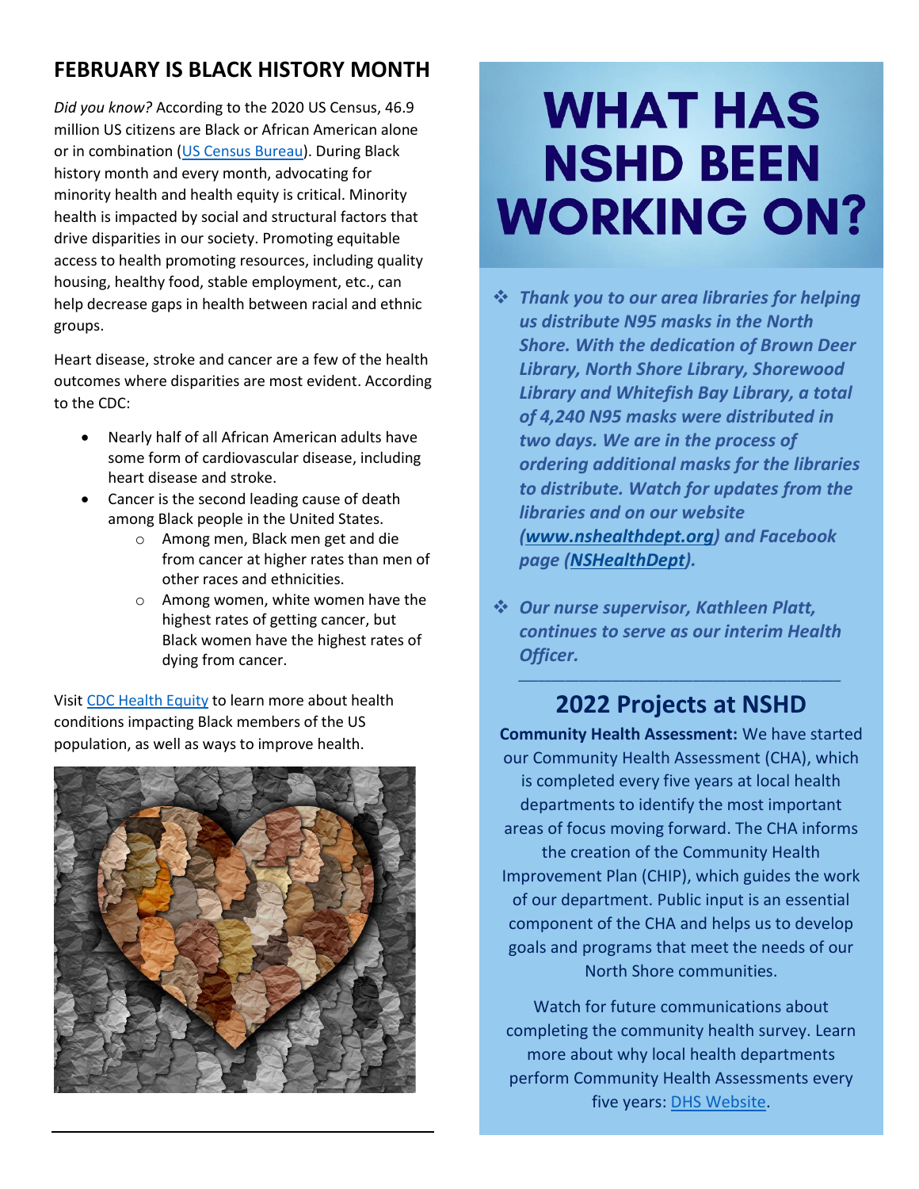## FEBRUARY IS BLACK HISTORY MONTH

*Did you know?* According to the 2020 US Census, 46.9 million US citizens are Black or African American alone or in combination (US Census Bureau). During Black history month and every month, advocating for minority health and health equity is critical. Minority health is impacted by social and structural factors that drive disparities in our society. Promoting equitable access to health promoting resources, including quality housing, healthy food, stable employment, etc., can help decrease gaps in health between racial and ethnic groups.

Heart disease, stroke and cancer are a few of the health outcomes where disparities are most evident. According to the CDC:

- Nearly half of all African American adults have some form of cardiovascular disease, including heart disease and stroke.
- Cancer is the second leading cause of death among Black people in the United States.
  - Among men, Black men get and die from cancer at higher rates than men of other races and ethnicities.
  - Among women, white women have the highest rates of getting cancer, but Black women have the highest rates of dying from cancer.

Visit CDC Health Equity to learn more about health conditions impacting Black members of the US population, as well as ways to improve health.

# WHAT HAS NSHD BEEN WORKING ON?

- ***Thank you to our area libraries for helping us distribute N95 masks in the North Shore. With the dedication of Brown Deer Library, North Shore Library, Shorewood Library and Whitefish Bay Library, a total of 4,240 N95 masks were distributed in two days. We are in the process of ordering additional masks for the libraries to distribute. Watch for updates from the libraries and on our website (www.nshealthdept.org) and Facebook page (NSHealthDept).***
- ***Our nurse supervisor, Kathleen Platt, continues to serve as our interim Health Officer.***

## 2022 Projects at NSHD

**Community Health Assessment:** We have started our Community Health Assessment (CHA), which is completed every five years at local health departments to identify the most important areas of focus moving forward. The CHA informs the creation of the Community Health Improvement Plan (CHIP), which guides the work of our department. Public input is an essential component of the CHA and helps us to develop goals and programs that meet the needs of our North Shore communities.

Watch for future communications about completing the community health survey. Learn more about why local health departments perform Community Health Assessments every five years: DHS Website.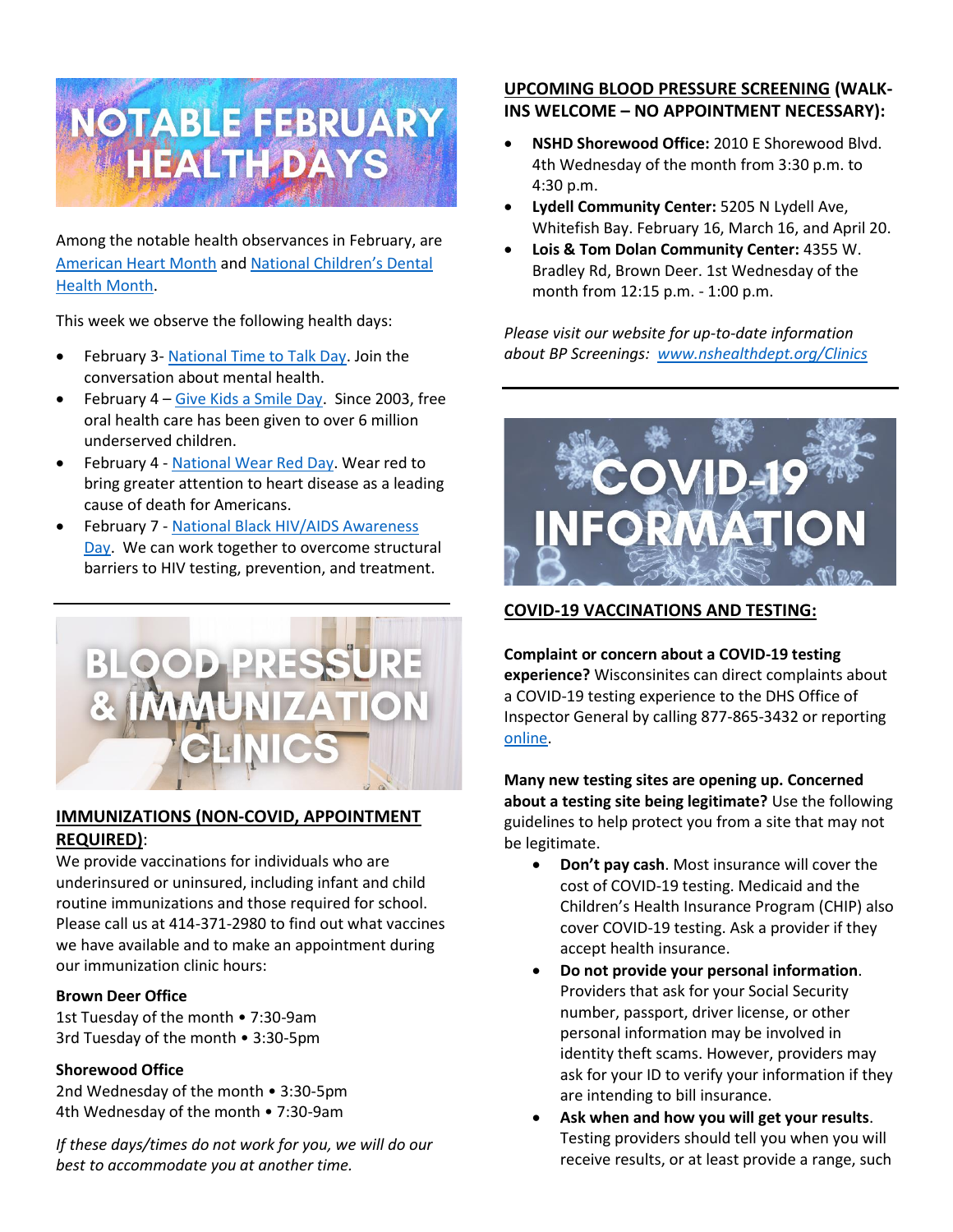# NOTABLE FEBRUARY HEALTH DAYS

Among the notable health observances in February, are American Heart Month and National Children's Dental Health Month.

This week we observe the following health days:

- February 3- National Time to Talk Day. Join the conversation about mental health.
- February 4 – Give Kids a Smile Day. Since 2003, free oral health care has been given to over 6 million underserved children.
- February 4 - National Wear Red Day. Wear red to bring greater attention to heart disease as a leading cause of death for Americans.
- February 7 - National Black HIV/AIDS Awareness Day. We can work together to overcome structural barriers to HIV testing, prevention, and treatment.

# BLOOD PRESSURE & IMMUNIZATION CLINICS

## IMMUNIZATIONS (NON-COVID, APPOINTMENT REQUIRED):

We provide vaccinations for individuals who are underinsured or uninsured, including infant and child routine immunizations and those required for school. Please call us at 414-371-2980 to find out what vaccines we have available and to make an appointment during our immunization clinic hours:

**Brown Deer Office**
1st Tuesday of the month • 7:30-9am
3rd Tuesday of the month • 3:30-5pm

**Shorewood Office**
2nd Wednesday of the month • 3:30-5pm
4th Wednesday of the month • 7:30-9am

*If these days/times do not work for you, we will do our best to accommodate you at another time.*

## UPCOMING BLOOD PRESSURE SCREENING (WALK-INS WELCOME – NO APPOINTMENT NECESSARY):

- **NSHD Shorewood Office:** 2010 E Shorewood Blvd. 4th Wednesday of the month from 3:30 p.m. to 4:30 p.m.
- **Lydell Community Center:** 5205 N Lydell Ave, Whitefish Bay. February 16, March 16, and April 20.
- **Lois & Tom Dolan Community Center:** 4355 W. Bradley Rd, Brown Deer. 1st Wednesday of the month from 12:15 p.m. - 1:00 p.m.

*Please visit our website for up-to-date information about BP Screenings: www.nshealthdept.org/Clinics*

# COVID-19 INFORMATION

## COVID-19 VACCINATIONS AND TESTING:

**Complaint or concern about a COVID-19 testing experience?** Wisconsinites can direct complaints about a COVID-19 testing experience to the DHS Office of Inspector General by calling 877-865-3432 or reporting online.

**Many new testing sites are opening up. Concerned about a testing site being legitimate?** Use the following guidelines to help protect you from a site that may not be legitimate.

- **Don't pay cash**. Most insurance will cover the cost of COVID-19 testing. Medicaid and the Children's Health Insurance Program (CHIP) also cover COVID-19 testing. Ask a provider if they accept health insurance.
- **Do not provide your personal information**. Providers that ask for your Social Security number, passport, driver license, or other personal information may be involved in identity theft scams. However, providers may ask for your ID to verify your information if they are intending to bill insurance.
- **Ask when and how you will get your results**. Testing providers should tell you when you will receive results, or at least provide a range, such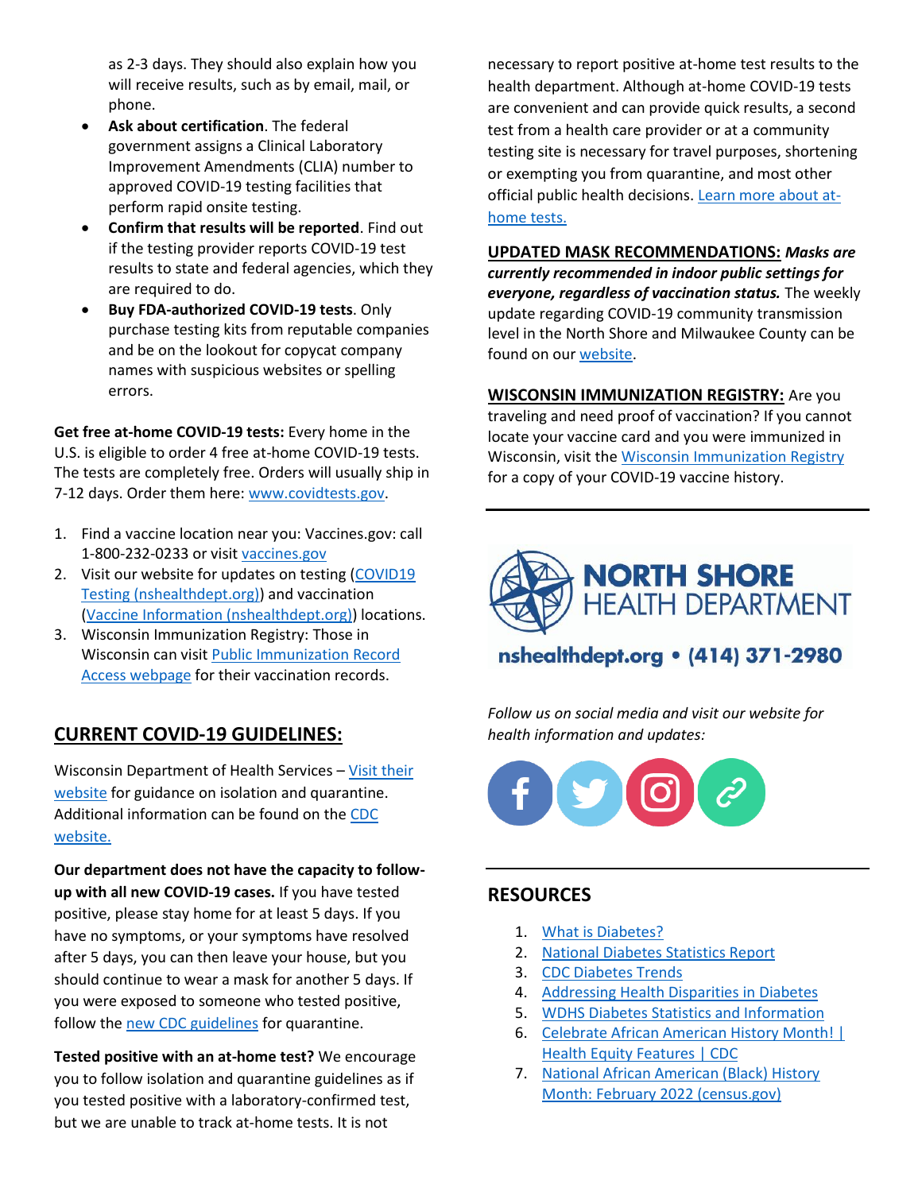as 2-3 days. They should also explain how you will receive results, such as by email, mail, or phone.

- **Ask about certification**. The federal government assigns a Clinical Laboratory Improvement Amendments (CLIA) number to approved COVID-19 testing facilities that perform rapid onsite testing.
- **Confirm that results will be reported**. Find out if the testing provider reports COVID-19 test results to state and federal agencies, which they are required to do.
- **Buy FDA-authorized COVID-19 tests**. Only purchase testing kits from reputable companies and be on the lookout for copycat company names with suspicious websites or spelling errors.

**Get free at-home COVID-19 tests:** Every home in the U.S. is eligible to order 4 free at-home COVID-19 tests. The tests are completely free. Orders will usually ship in 7-12 days. Order them here: [www.covidtests.gov](www.covidtests.gov).

1. Find a vaccine location near you: Vaccines.gov: call 1-800-232-0233 or visit [vaccines.gov](vaccines.gov)
2. Visit our website for updates on testing ([COVID19 Testing (nshealthdept.org)]()) and vaccination ([Vaccine Information (nshealthdept.org)]()) locations.
3. Wisconsin Immunization Registry: Those in Wisconsin can visit [Public Immunization Record Access webpage]() for their vaccination records.

## CURRENT COVID-19 GUIDELINES:

Wisconsin Department of Health Services – [Visit their website]() for guidance on isolation and quarantine. Additional information can be found on the [CDC website.]()

**Our department does not have the capacity to follow-up with all new COVID-19 cases.** If you have tested positive, please stay home for at least 5 days. If you have no symptoms, or your symptoms have resolved after 5 days, you can then leave your house, but you should continue to wear a mask for another 5 days. If you were exposed to someone who tested positive, follow the [new CDC guidelines]() for quarantine.

**Tested positive with an at-home test?** We encourage you to follow isolation and quarantine guidelines as if you tested positive with a laboratory-confirmed test, but we are unable to track at-home tests. It is not necessary to report positive at-home test results to the health department. Although at-home COVID-19 tests are convenient and can provide quick results, a second test from a health care provider or at a community testing site is necessary for travel purposes, shortening or exempting you from quarantine, and most other official public health decisions. [Learn more about at-home tests.]()

**UPDATED MASK RECOMMENDATIONS:** ***Masks are currently recommended in indoor public settings for everyone, regardless of vaccination status.*** The weekly update regarding COVID-19 community transmission level in the North Shore and Milwaukee County can be found on our [website]().

**WISCONSIN IMMUNIZATION REGISTRY:** Are you traveling and need proof of vaccination? If you cannot locate your vaccine card and you were immunized in Wisconsin, visit the [Wisconsin Immunization Registry]() for a copy of your COVID-19 vaccine history.

---

NORTH SHORE HEALTH DEPARTMENT

nshealthdept.org • (414) 371-2980

*Follow us on social media and visit our website for health information and updates:*

---

## RESOURCES

1. [What is Diabetes?]()
2. [National Diabetes Statistics Report]()
3. [CDC Diabetes Trends]()
4. [Addressing Health Disparities in Diabetes]()
5. [WDHS Diabetes Statistics and Information]()
6. [Celebrate African American History Month! | Health Equity Features | CDC]()
7. [National African American (Black) History Month: February 2022 (census.gov)]()